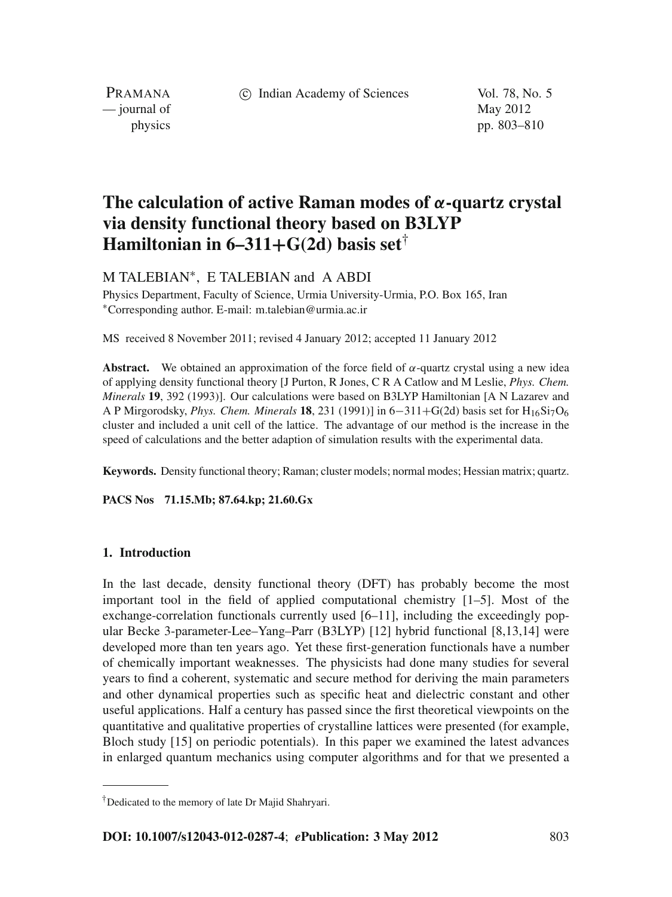# The calculation of active Raman modes of $\alpha$-quartz crystal via density functional theory based on B3LYP Hamiltonian in 6–311+G(2d) basis set[†]

M TALEBIAN[*], E TALEBIAN and A ABDI

Physics Department, Faculty of Science, Urmia University-Urmia, P.O. Box 165, Iran
[*]Corresponding author. E-mail: m.talebian@urmia.ac.ir

MS received 8 November 2011; revised 4 January 2012; accepted 11 January 2012

**Abstract.** We obtained an approximation of the force field of $\alpha$-quartz crystal using a new idea of applying density functional theory [J Purton, R Jones, C R A Catlow and M Leslie, *Phys. Chem. Minerals* **19**, 392 (1993)]. Our calculations were based on B3LYP Hamiltonian [A N Lazarev and A P Mirgorodsky, *Phys. Chem. Minerals* **18**, 231 (1991)] in 6−311+G(2d) basis set for $H_{16}Si_7O_6$ cluster and included a unit cell of the lattice. The advantage of our method is the increase in the speed of calculations and the better adaption of simulation results with the experimental data.

**Keywords.** Density functional theory; Raman; cluster models; normal modes; Hessian matrix; quartz.

**PACS Nos** 71.15.Mb; 87.64.kp; 21.60.Gx

## 1. Introduction

In the last decade, density functional theory (DFT) has probably become the most important tool in the field of applied computational chemistry [1–5]. Most of the exchange-correlation functionals currently used [6–11], including the exceedingly popular Becke 3-parameter-Lee–Yang–Parr (B3LYP) [12] hybrid functional [8,13,14] were developed more than ten years ago. Yet these first-generation functionals have a number of chemically important weaknesses. The physicists had done many studies for several years to find a coherent, systematic and secure method for deriving the main parameters and other dynamical properties such as specific heat and dielectric constant and other useful applications. Half a century has passed since the first theoretical viewpoints on the quantitative and qualitative properties of crystalline lattices were presented (for example, Bloch study [15] on periodic potentials). In this paper we examined the latest advances in enlarged quantum mechanics using computer algorithms and for that we presented a

[†]Dedicated to the memory of late Dr Majid Shahryari.

**DOI: 10.1007/s12043-012-0287-4**; ***e*Publication: 3 May 2012**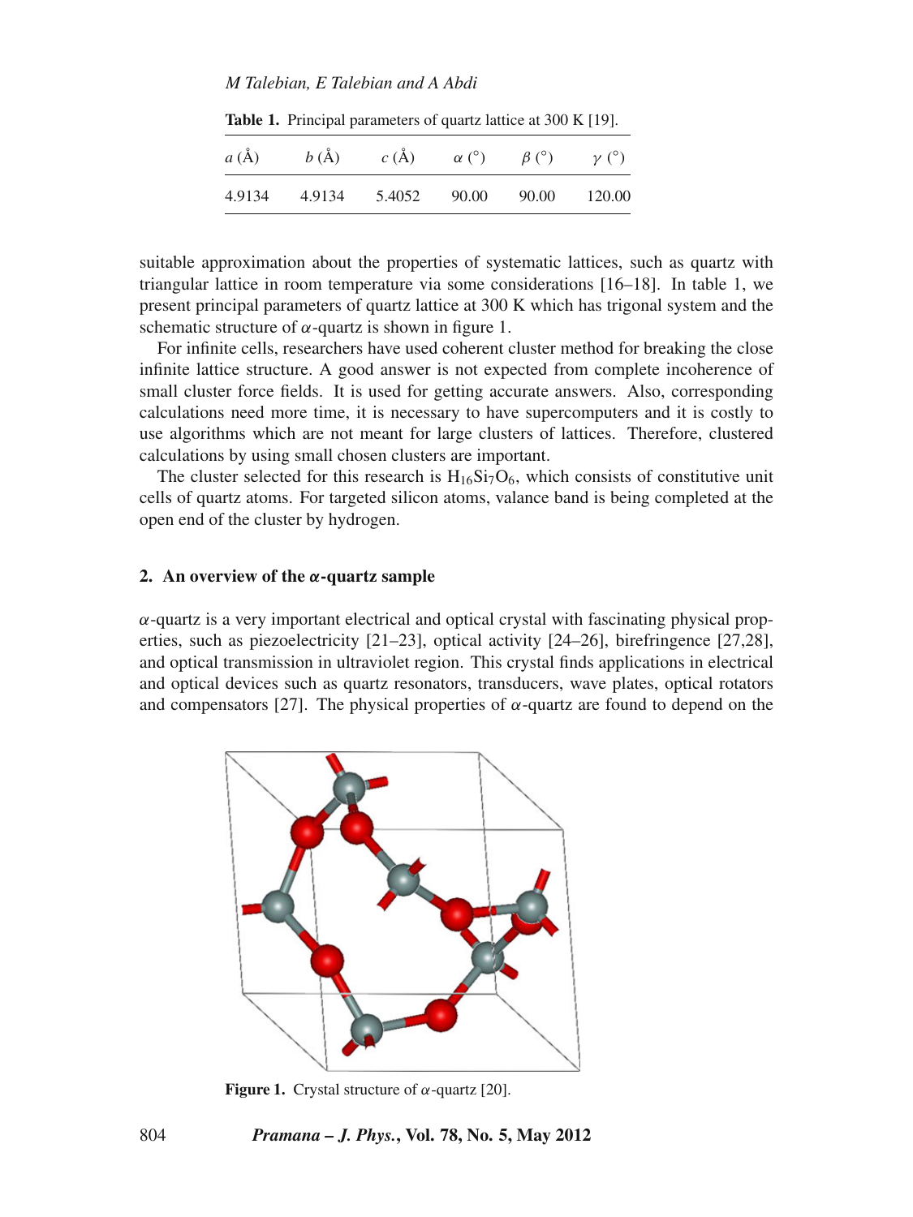**Table 1.** Principal parameters of quartz lattice at 300 K [19].

| $a$ (Å) | $b$ (Å) | $c$ (Å) | $\alpha$ (°) | $\beta$ (°) | $\gamma$ (°) |
|---|---|---|---|---|---|
| 4.9134 | 4.9134 | 5.4052 | 90.00 | 90.00 | 120.00 |

suitable approximation about the properties of systematic lattices, such as quartz with triangular lattice in room temperature via some considerations [16–18]. In table 1, we present principal parameters of quartz lattice at 300 K which has trigonal system and the schematic structure of $\alpha$-quartz is shown in figure 1.

For infinite cells, researchers have used coherent cluster method for breaking the close infinite lattice structure. A good answer is not expected from complete incoherence of small cluster force fields. It is used for getting accurate answers. Also, corresponding calculations need more time, it is necessary to have supercomputers and it is costly to use algorithms which are not meant for large clusters of lattices. Therefore, clustered calculations by using small chosen clusters are important.

The cluster selected for this research is $H_{16}Si_7O_6$, which consists of constitutive unit cells of quartz atoms. For targeted silicon atoms, valance band is being completed at the open end of the cluster by hydrogen.

## 2. An overview of the $\alpha$-quartz sample

$\alpha$-quartz is a very important electrical and optical crystal with fascinating physical properties, such as piezoelectricity [21–23], optical activity [24–26], birefringence [27,28], and optical transmission in ultraviolet region. This crystal finds applications in electrical and optical devices such as quartz resonators, transducers, wave plates, optical rotators and compensators [27]. The physical properties of $\alpha$-quartz are found to depend on the

**Figure 1.** Crystal structure of $\alpha$-quartz [20].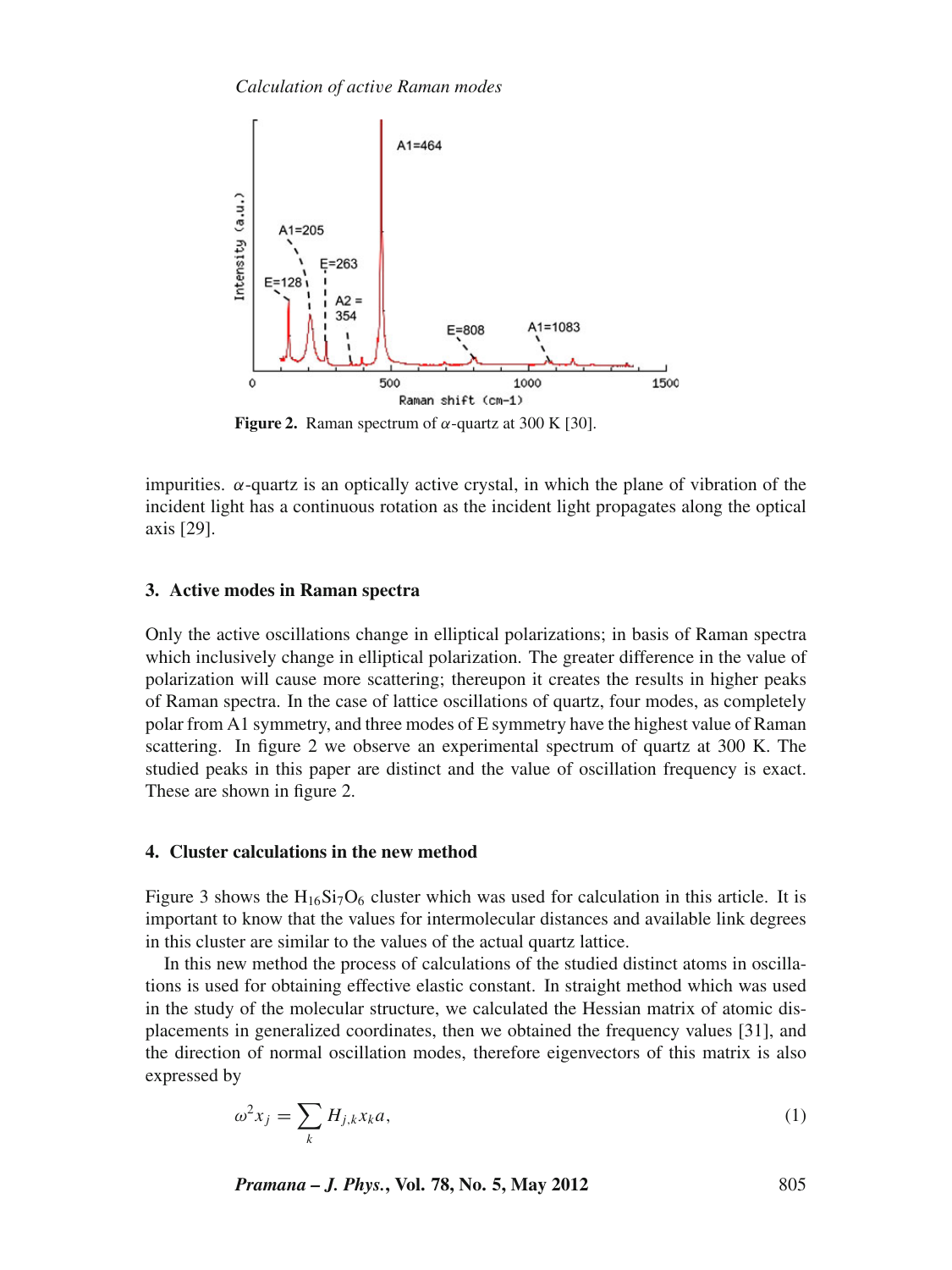Figure 2. Raman spectrum of $\alpha$-quartz at 300 K [30].

impurities. $\alpha$-quartz is an optically active crystal, in which the plane of vibration of the incident light has a continuous rotation as the incident light propagates along the optical axis [29].

## 3. Active modes in Raman spectra

Only the active oscillations change in elliptical polarizations; in basis of Raman spectra which inclusively change in elliptical polarization. The greater difference in the value of polarization will cause more scattering; thereupon it creates the results in higher peaks of Raman spectra. In the case of lattice oscillations of quartz, four modes, as completely polar from A1 symmetry, and three modes of E symmetry have the highest value of Raman scattering. In figure 2 we observe an experimental spectrum of quartz at 300 K. The studied peaks in this paper are distinct and the value of oscillation frequency is exact. These are shown in figure 2.

## 4. Cluster calculations in the new method

Figure 3 shows the $H_{16}Si_7O_6$ cluster which was used for calculation in this article. It is important to know that the values for intermolecular distances and available link degrees in this cluster are similar to the values of the actual quartz lattice.

In this new method the process of calculations of the studied distinct atoms in oscillations is used for obtaining effective elastic constant. In straight method which was used in the study of the molecular structure, we calculated the Hessian matrix of atomic displacements in generalized coordinates, then we obtained the frequency values [31], and the direction of normal oscillation modes, therefore eigenvectors of this matrix is also expressed by

$$\omega^2 x_j = \sum_k H_{j,k} x_k a, \tag{1}$$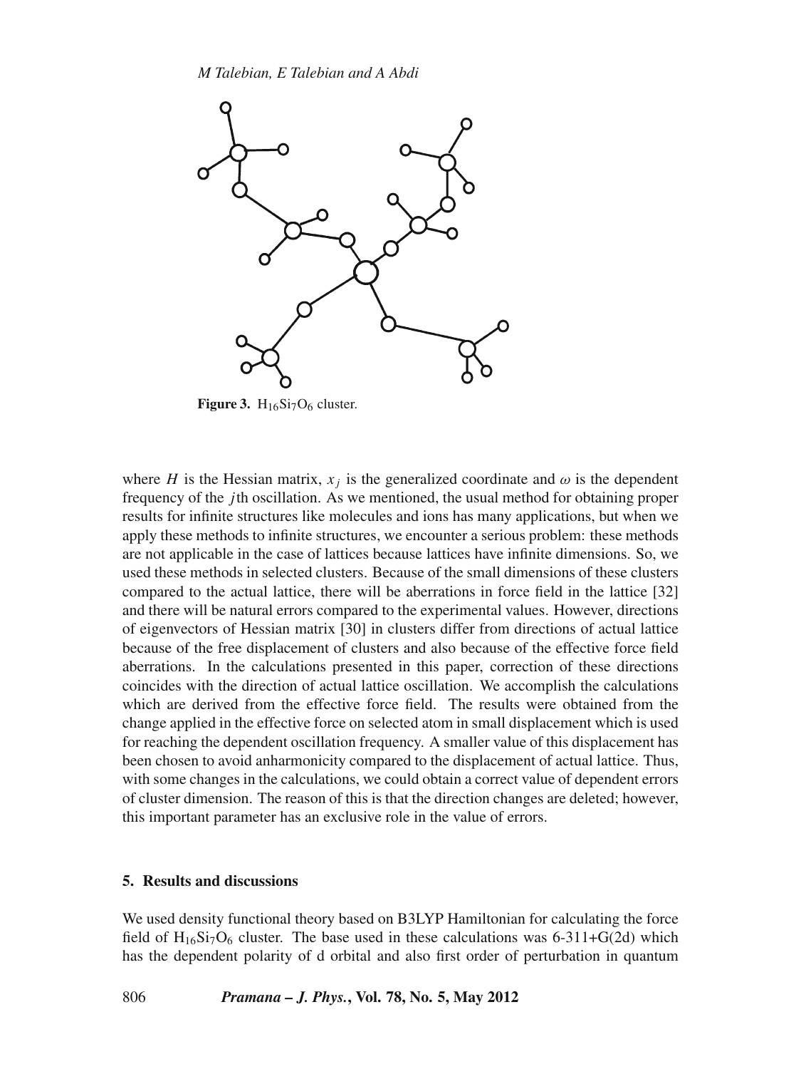**Figure 3.** $H_{16}Si_7O_6$ cluster.

where $H$ is the Hessian matrix, $x_j$ is the generalized coordinate and $\omega$ is the dependent frequency of the $j$th oscillation. As we mentioned, the usual method for obtaining proper results for infinite structures like molecules and ions has many applications, but when we apply these methods to infinite structures, we encounter a serious problem: these methods are not applicable in the case of lattices because lattices have infinite dimensions. So, we used these methods in selected clusters. Because of the small dimensions of these clusters compared to the actual lattice, there will be aberrations in force field in the lattice [32] and there will be natural errors compared to the experimental values. However, directions of eigenvectors of Hessian matrix [30] in clusters differ from directions of actual lattice because of the free displacement of clusters and also because of the effective force field aberrations. In the calculations presented in this paper, correction of these directions coincides with the direction of actual lattice oscillation. We accomplish the calculations which are derived from the effective force field. The results were obtained from the change applied in the effective force on selected atom in small displacement which is used for reaching the dependent oscillation frequency. A smaller value of this displacement has been chosen to avoid anharmonicity compared to the displacement of actual lattice. Thus, with some changes in the calculations, we could obtain a correct value of dependent errors of cluster dimension. The reason of this is that the direction changes are deleted; however, this important parameter has an exclusive role in the value of errors.

## 5. Results and discussions

We used density functional theory based on B3LYP Hamiltonian for calculating the force field of $H_{16}Si_7O_6$ cluster. The base used in these calculations was 6-311+G(2d) which has the dependent polarity of d orbital and also first order of perturbation in quantum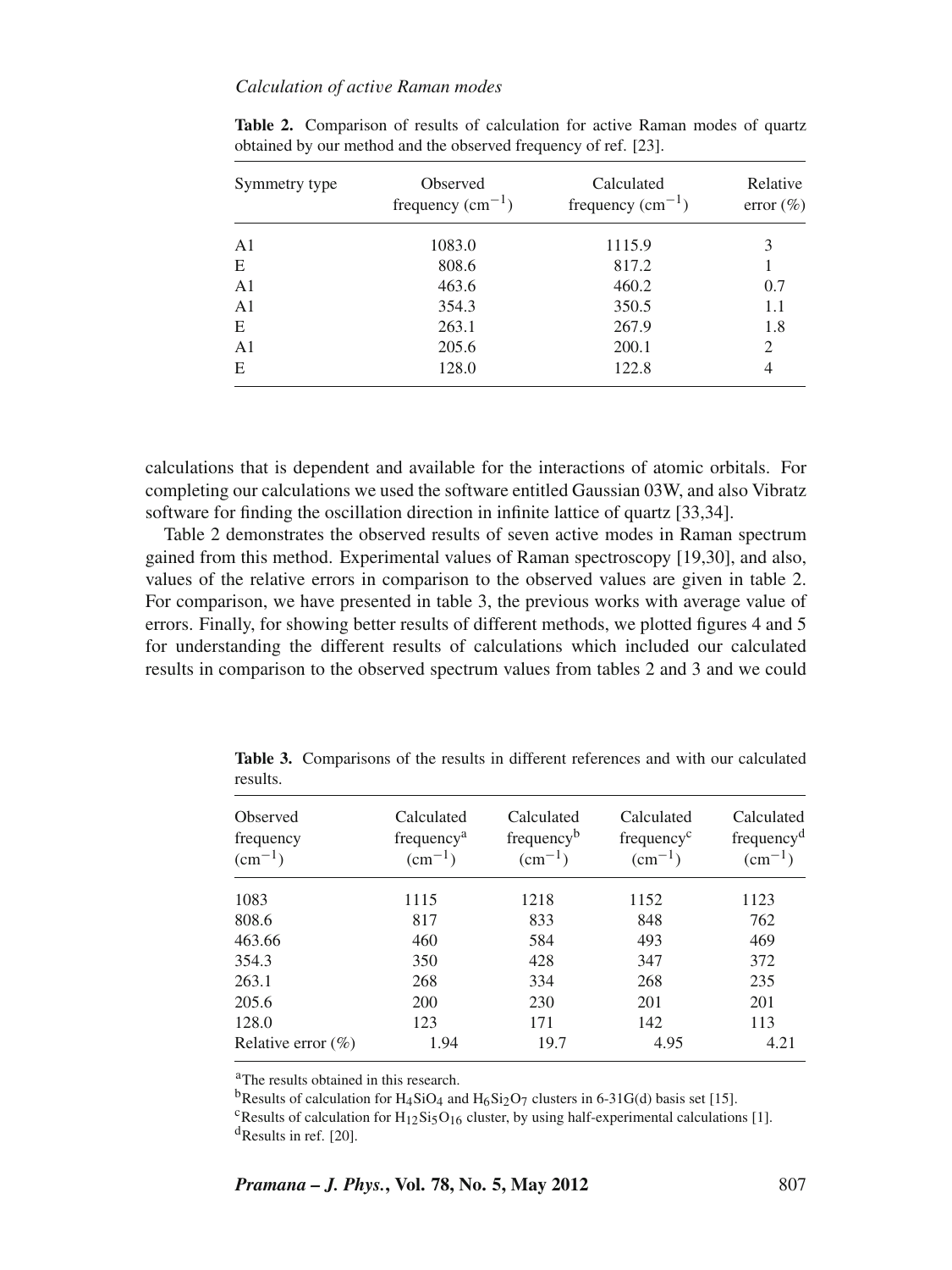**Table 2.** Comparison of results of calculation for active Raman modes of quartz obtained by our method and the observed frequency of ref. [23].

| Symmetry type | Observed frequency ($cm^{-1}$) | Calculated frequency ($cm^{-1}$) | Relative error (%) |
|---|---|---|---|
| A1 | 1083.0 | 1115.9 | 3 |
| E | 808.6 | 817.2 | 1 |
| A1 | 463.6 | 460.2 | 0.7 |
| A1 | 354.3 | 350.5 | 1.1 |
| E | 263.1 | 267.9 | 1.8 |
| A1 | 205.6 | 200.1 | 2 |
| E | 128.0 | 122.8 | 4 |

calculations that is dependent and available for the interactions of atomic orbitals. For completing our calculations we used the software entitled Gaussian 03W, and also Vibratz software for finding the oscillation direction in infinite lattice of quartz [33,34].

Table 2 demonstrates the observed results of seven active modes in Raman spectrum gained from this method. Experimental values of Raman spectroscopy [19,30], and also, values of the relative errors in comparison to the observed values are given in table 2. For comparison, we have presented in table 3, the previous works with average value of errors. Finally, for showing better results of different methods, we plotted figures 4 and 5 for understanding the different results of calculations which included our calculated results in comparison to the observed spectrum values from tables 2 and 3 and we could

**Table 3.** Comparisons of the results in different references and with our calculated results.

| Observed frequency ($cm^{-1}$) | Calculated frequency[a] ($cm^{-1}$) | Calculated frequency[b] ($cm^{-1}$) | Calculated frequency[c] ($cm^{-1}$) | Calculated frequency[d] ($cm^{-1}$) |
|---|---|---|---|---|
| 1083 | 1115 | 1218 | 1152 | 1123 |
| 808.6 | 817 | 833 | 848 | 762 |
| 463.66 | 460 | 584 | 493 | 469 |
| 354.3 | 350 | 428 | 347 | 372 |
| 263.1 | 268 | 334 | 268 | 235 |
| 205.6 | 200 | 230 | 201 | 201 |
| 128.0 | 123 | 171 | 142 | 113 |
| Relative error (%) | 1.94 | 19.7 | 4.95 | 4.21 |

[a]The results obtained in this research.
[b]Results of calculation for $H_4SiO_4$ and $H_6Si_2O_7$ clusters in 6-31G(d) basis set [15].
[c]Results of calculation for $H_{12}Si_5O_{16}$ cluster, by using half-experimental calculations [1].
[d]Results in ref. [20].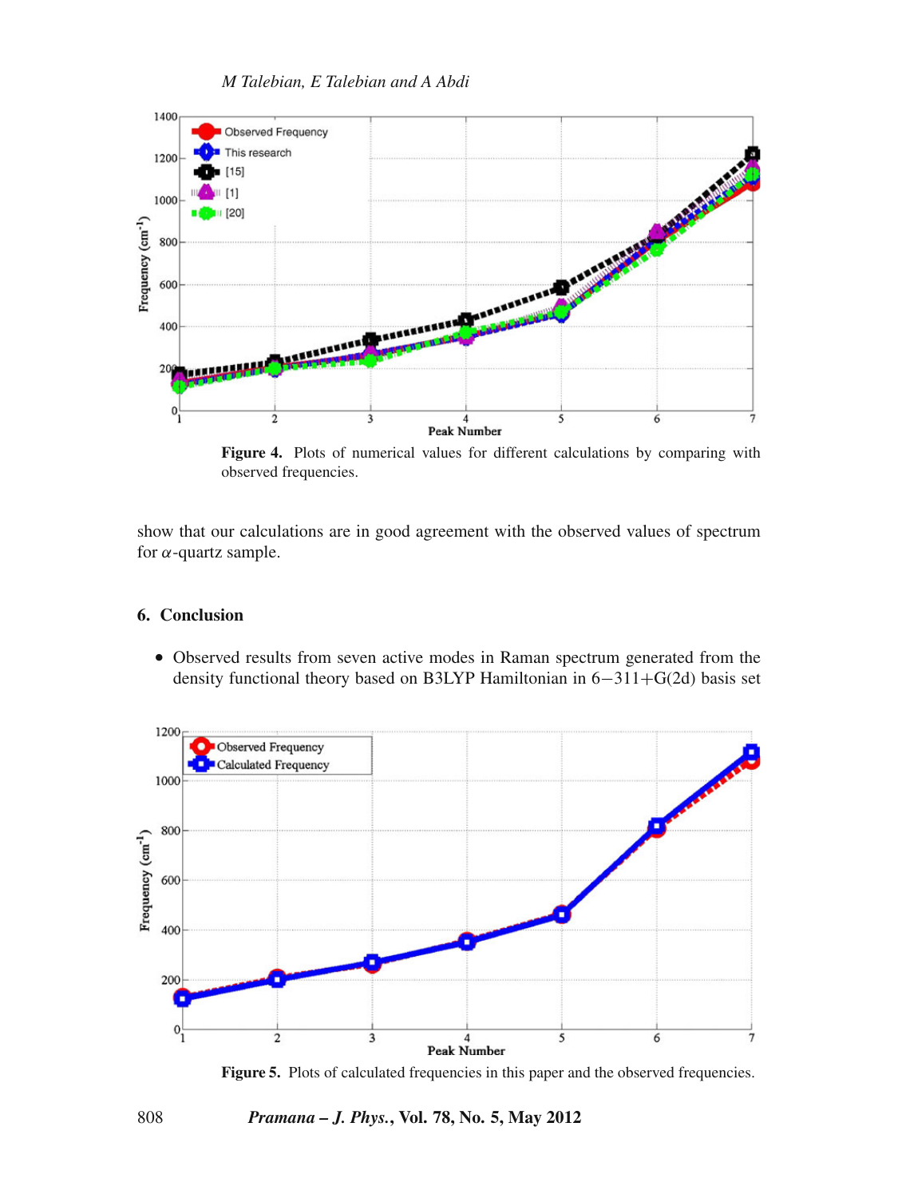Figure 4. Plots of numerical values for different calculations by comparing with observed frequencies.

show that our calculations are in good agreement with the observed values of spectrum for $\alpha$-quartz sample.

## 6. Conclusion

- Observed results from seven active modes in Raman spectrum generated from the density functional theory based on B3LYP Hamiltonian in 6−311+G(2d) basis set

Figure 5. Plots of calculated frequencies in this paper and the observed frequencies.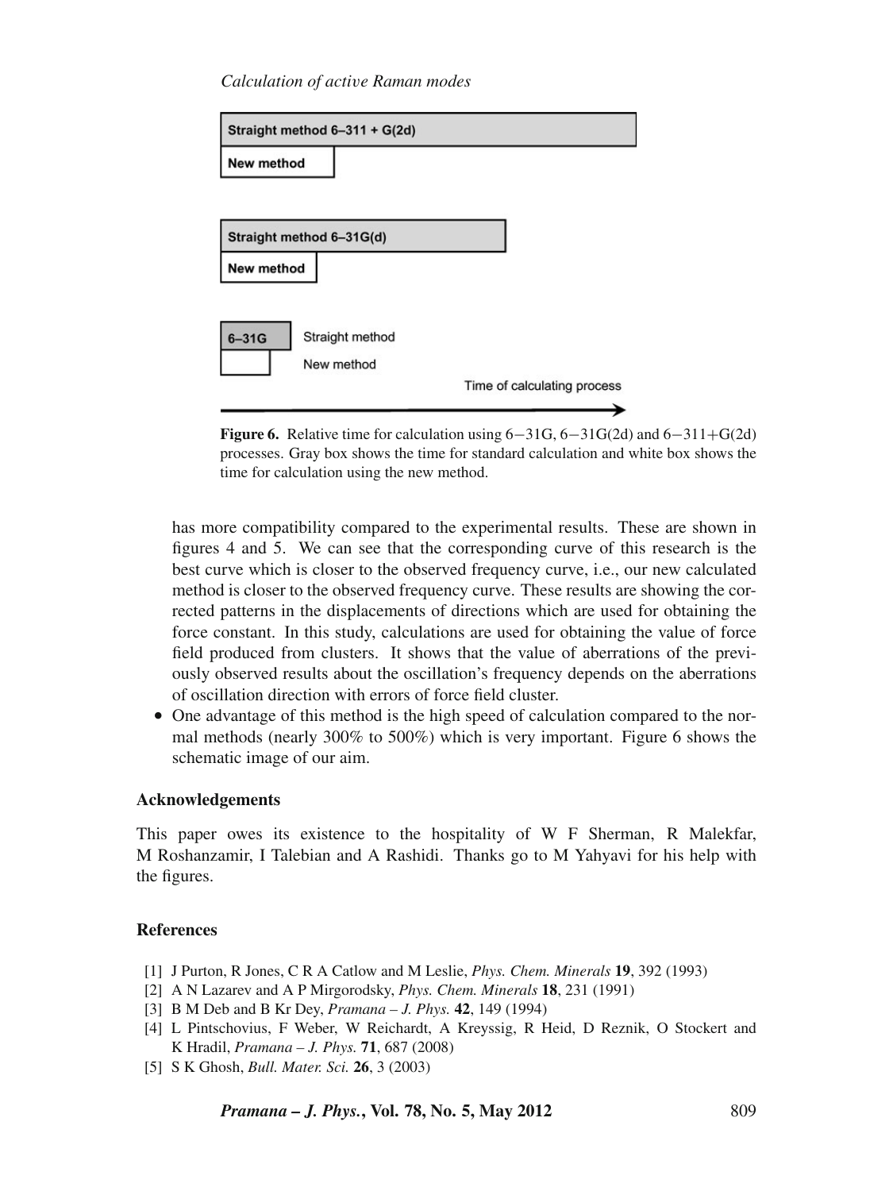Straight method 6–311 + G(2d)

New method

Straight method 6–31G(d)

New method

6–31G Straight method

New method

Time of calculating process

**Figure 6.** Relative time for calculation using 6−31G, 6−31G(2d) and 6−311+G(2d) processes. Gray box shows the time for standard calculation and white box shows the time for calculation using the new method.

has more compatibility compared to the experimental results. These are shown in figures 4 and 5. We can see that the corresponding curve of this research is the best curve which is closer to the observed frequency curve, i.e., our new calculated method is closer to the observed frequency curve. These results are showing the corrected patterns in the displacements of directions which are used for obtaining the force constant. In this study, calculations are used for obtaining the value of force field produced from clusters. It shows that the value of aberrations of the previously observed results about the oscillation's frequency depends on the aberrations of oscillation direction with errors of force field cluster.

- One advantage of this method is the high speed of calculation compared to the normal methods (nearly 300% to 500%) which is very important. Figure 6 shows the schematic image of our aim.

## Acknowledgements

This paper owes its existence to the hospitality of W F Sherman, R Malekfar, M Roshanzamir, I Talebian and A Rashidi. Thanks go to M Yahyavi for his help with the figures.

## References

[1] J Purton, R Jones, C R A Catlow and M Leslie, *Phys. Chem. Minerals* **19**, 392 (1993)
[2] A N Lazarev and A P Mirgorodsky, *Phys. Chem. Minerals* **18**, 231 (1991)
[3] B M Deb and B Kr Dey, *Pramana – J. Phys.* **42**, 149 (1994)
[4] L Pintschovius, F Weber, W Reichardt, A Kreyssig, R Heid, D Reznik, O Stockert and K Hradil, *Pramana – J. Phys.* **71**, 687 (2008)
[5] S K Ghosh, *Bull. Mater. Sci.* **26**, 3 (2003)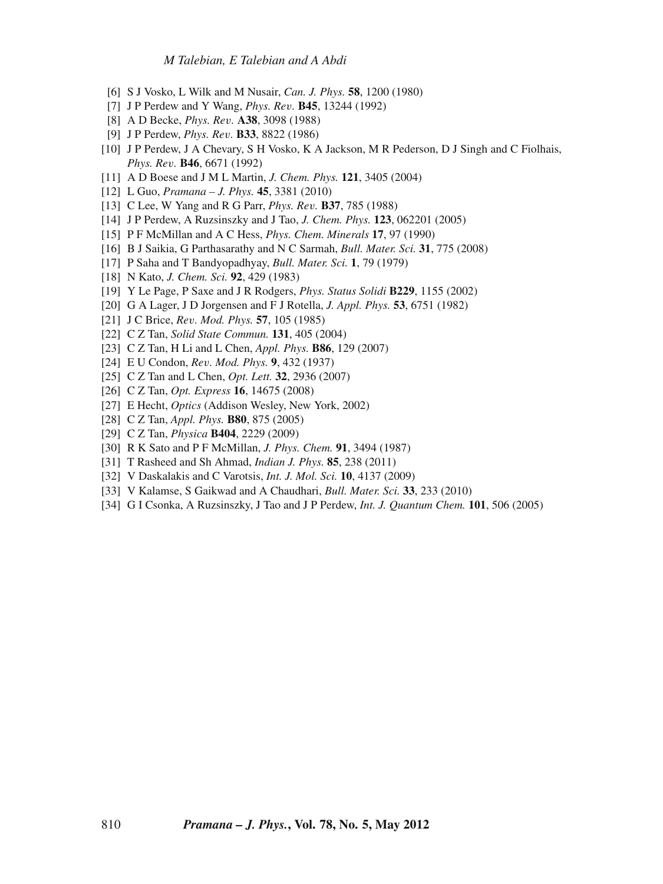- [6] S J Vosko, L Wilk and M Nusair, *Can. J. Phys.* **58**, 1200 (1980)
- [7] J P Perdew and Y Wang, *Phys. Rev.* **B45**, 13244 (1992)
- [8] A D Becke, *Phys. Rev.* **A38**, 3098 (1988)
- [9] J P Perdew, *Phys. Rev.* **B33**, 8822 (1986)
- [10] J P Perdew, J A Chevary, S H Vosko, K A Jackson, M R Pederson, D J Singh and C Fiolhais, *Phys. Rev.* **B46**, 6671 (1992)
- [11] A D Boese and J M L Martin, *J. Chem. Phys.* **121**, 3405 (2004)
- [12] L Guo, *Pramana – J. Phys.* **45**, 3381 (2010)
- [13] C Lee, W Yang and R G Parr, *Phys. Rev.* **B37**, 785 (1988)
- [14] J P Perdew, A Ruzsinszky and J Tao, *J. Chem. Phys.* **123**, 062201 (2005)
- [15] P F McMillan and A C Hess, *Phys. Chem. Minerals* **17**, 97 (1990)
- [16] B J Saikia, G Parthasarathy and N C Sarmah, *Bull. Mater. Sci.* **31**, 775 (2008)
- [17] P Saha and T Bandyopadhyay, *Bull. Mater. Sci.* **1**, 79 (1979)
- [18] N Kato, *J. Chem. Sci.* **92**, 429 (1983)
- [19] Y Le Page, P Saxe and J R Rodgers, *Phys. Status Solidi* **B229**, 1155 (2002)
- [20] G A Lager, J D Jorgensen and F J Rotella, *J. Appl. Phys.* **53**, 6751 (1982)
- [21] J C Brice, *Rev. Mod. Phys.* **57**, 105 (1985)
- [22] C Z Tan, *Solid State Commun.* **131**, 405 (2004)
- [23] C Z Tan, H Li and L Chen, *Appl. Phys.* **B86**, 129 (2007)
- [24] E U Condon, *Rev. Mod. Phys.* **9**, 432 (1937)
- [25] C Z Tan and L Chen, *Opt. Lett.* **32**, 2936 (2007)
- [26] C Z Tan, *Opt. Express* **16**, 14675 (2008)
- [27] E Hecht, *Optics* (Addison Wesley, New York, 2002)
- [28] C Z Tan, *Appl. Phys.* **B80**, 875 (2005)
- [29] C Z Tan, *Physica* **B404**, 2229 (2009)
- [30] R K Sato and P F McMillan, *J. Phys. Chem.* **91**, 3494 (1987)
- [31] T Rasheed and Sh Ahmad, *Indian J. Phys.* **85**, 238 (2011)
- [32] V Daskalakis and C Varotsis, *Int. J. Mol. Sci.* **10**, 4137 (2009)
- [33] V Kalamse, S Gaikwad and A Chaudhari, *Bull. Mater. Sci.* **33**, 233 (2010)
- [34] G I Csonka, A Ruzsinszky, J Tao and J P Perdew, *Int. J. Quantum Chem.* **101**, 506 (2005)